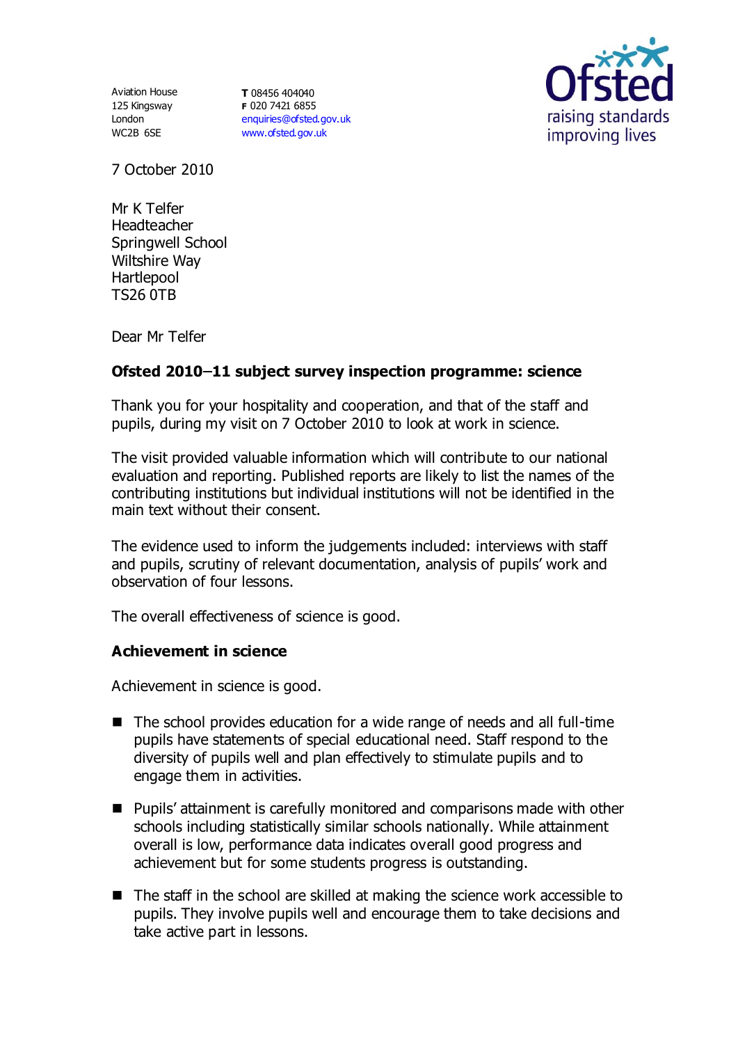Aviation House
125 Kingsway
London
WC2B 6SE

**T** 08456 404040
**F** 020 7421 6855
enquiries@ofsted.gov.uk
www.ofsted.gov.uk

Ofsted
raising standards
improving lives

7 October 2010

Mr K Telfer
Headteacher
Springwell School
Wiltshire Way
Hartlepool
TS26 0TB

Dear Mr Telfer

**Ofsted 2010–11 subject survey inspection programme: science**

Thank you for your hospitality and cooperation, and that of the staff and pupils, during my visit on 7 October 2010 to look at work in science.

The visit provided valuable information which will contribute to our national evaluation and reporting. Published reports are likely to list the names of the contributing institutions but individual institutions will not be identified in the main text without their consent.

The evidence used to inform the judgements included: interviews with staff and pupils, scrutiny of relevant documentation, analysis of pupils' work and observation of four lessons.

The overall effectiveness of science is good.

**Achievement in science**

Achievement in science is good.

- The school provides education for a wide range of needs and all full-time pupils have statements of special educational need. Staff respond to the diversity of pupils well and plan effectively to stimulate pupils and to engage them in activities.
- Pupils' attainment is carefully monitored and comparisons made with other schools including statistically similar schools nationally. While attainment overall is low, performance data indicates overall good progress and achievement but for some students progress is outstanding.
- The staff in the school are skilled at making the science work accessible to pupils. They involve pupils well and encourage them to take decisions and take active part in lessons.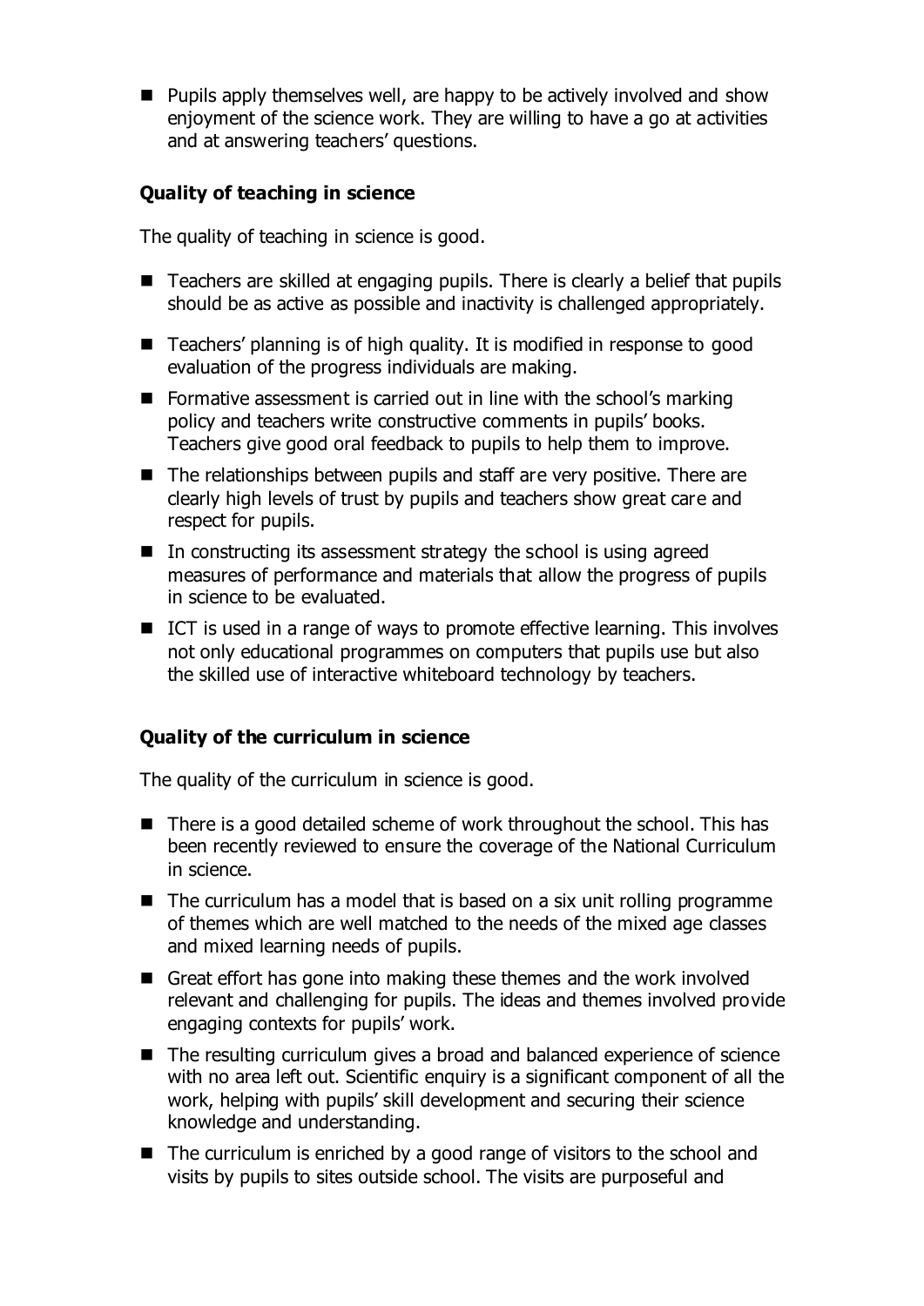- Pupils apply themselves well, are happy to be actively involved and show enjoyment of the science work. They are willing to have a go at activities and at answering teachers' questions.

### Quality of teaching in science

The quality of teaching in science is good.

- Teachers are skilled at engaging pupils. There is clearly a belief that pupils should be as active as possible and inactivity is challenged appropriately.
- Teachers' planning is of high quality. It is modified in response to good evaluation of the progress individuals are making.
- Formative assessment is carried out in line with the school's marking policy and teachers write constructive comments in pupils' books. Teachers give good oral feedback to pupils to help them to improve.
- The relationships between pupils and staff are very positive. There are clearly high levels of trust by pupils and teachers show great care and respect for pupils.
- In constructing its assessment strategy the school is using agreed measures of performance and materials that allow the progress of pupils in science to be evaluated.
- ICT is used in a range of ways to promote effective learning. This involves not only educational programmes on computers that pupils use but also the skilled use of interactive whiteboard technology by teachers.

### Quality of the curriculum in science

The quality of the curriculum in science is good.

- There is a good detailed scheme of work throughout the school. This has been recently reviewed to ensure the coverage of the National Curriculum in science.
- The curriculum has a model that is based on a six unit rolling programme of themes which are well matched to the needs of the mixed age classes and mixed learning needs of pupils.
- Great effort has gone into making these themes and the work involved relevant and challenging for pupils. The ideas and themes involved provide engaging contexts for pupils' work.
- The resulting curriculum gives a broad and balanced experience of science with no area left out. Scientific enquiry is a significant component of all the work, helping with pupils' skill development and securing their science knowledge and understanding.
- The curriculum is enriched by a good range of visitors to the school and visits by pupils to sites outside school. The visits are purposeful and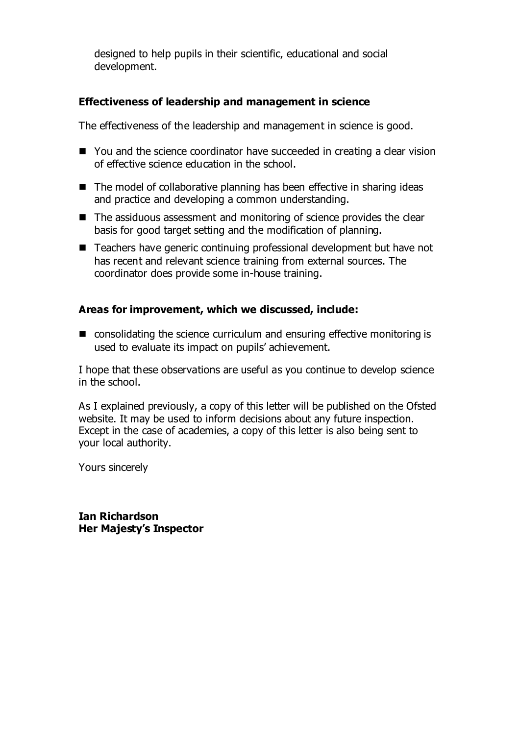designed to help pupils in their scientific, educational and social development.

### Effectiveness of leadership and management in science

The effectiveness of the leadership and management in science is good.

- You and the science coordinator have succeeded in creating a clear vision of effective science education in the school.
- The model of collaborative planning has been effective in sharing ideas and practice and developing a common understanding.
- The assiduous assessment and monitoring of science provides the clear basis for good target setting and the modification of planning.
- Teachers have generic continuing professional development but have not has recent and relevant science training from external sources. The coordinator does provide some in-house training.

### Areas for improvement, which we discussed, include:

- consolidating the science curriculum and ensuring effective monitoring is used to evaluate its impact on pupils' achievement.

I hope that these observations are useful as you continue to develop science in the school.

As I explained previously, a copy of this letter will be published on the Ofsted website. It may be used to inform decisions about any future inspection. Except in the case of academies, a copy of this letter is also being sent to your local authority.

Yours sincerely

**Ian Richardson**
**Her Majesty's Inspector**